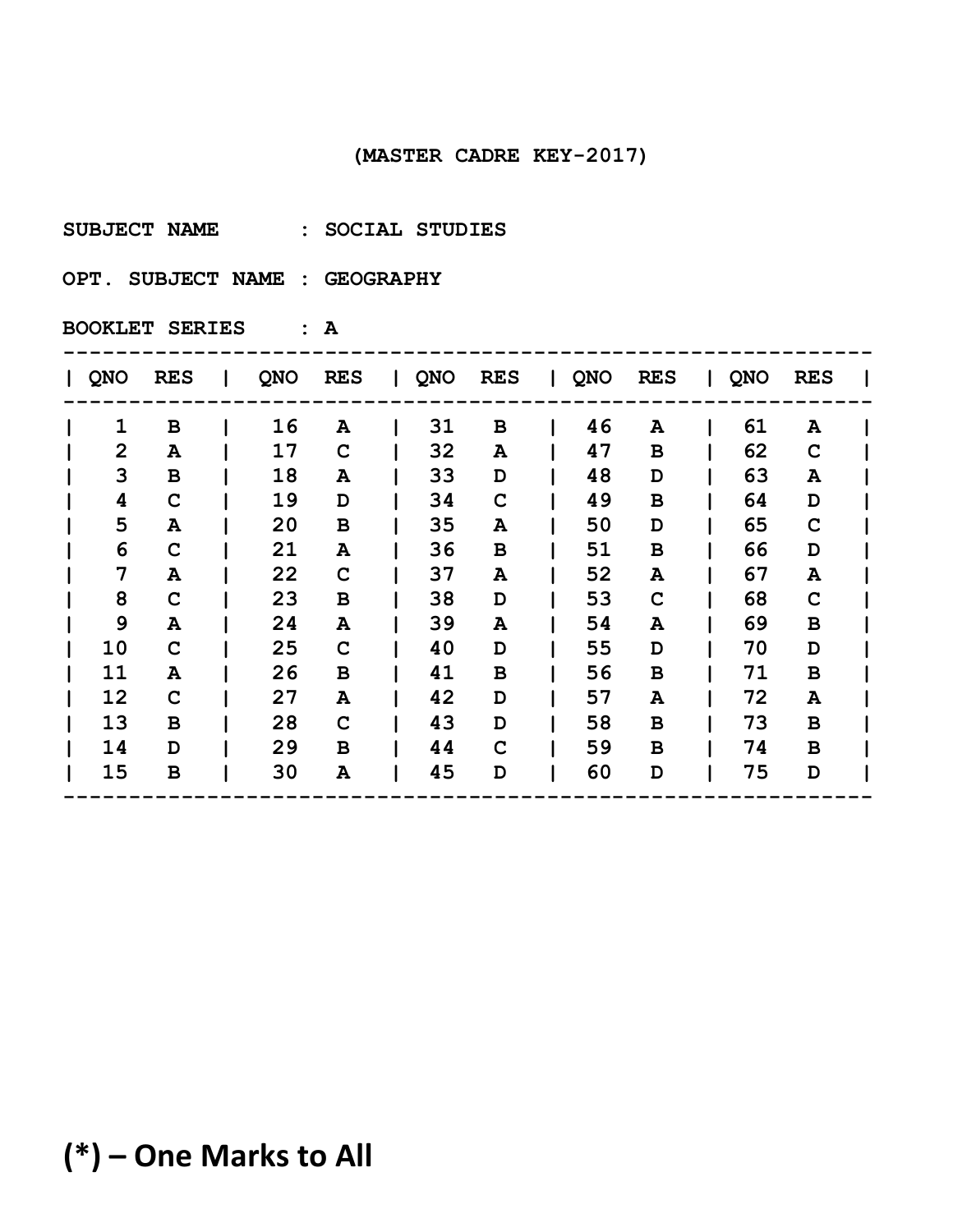(MASTER CADRE KEY-2017)

SUBJECT NAME : SOCIAL STUDIES

OPT. SUBJECT NAME : GEOGRAPHY

BOOKLET SERIES : A

| QNO | RES | QNO | RES | QNO | RES | QNO | RES | QNO | RES |
|---|---|---|---|---|---|---|---|---|---|
| 1 | B | 16 | A | 31 | B | 46 | A | 61 | A |
| 2 | A | 17 | C | 32 | A | 47 | B | 62 | C |
| 3 | B | 18 | A | 33 | D | 48 | D | 63 | A |
| 4 | C | 19 | D | 34 | C | 49 | B | 64 | D |
| 5 | A | 20 | B | 35 | A | 50 | D | 65 | C |
| 6 | C | 21 | A | 36 | B | 51 | B | 66 | D |
| 7 | A | 22 | C | 37 | A | 52 | A | 67 | A |
| 8 | C | 23 | B | 38 | D | 53 | C | 68 | C |
| 9 | A | 24 | A | 39 | A | 54 | A | 69 | B |
| 10 | C | 25 | C | 40 | D | 55 | D | 70 | D |
| 11 | A | 26 | B | 41 | B | 56 | B | 71 | B |
| 12 | C | 27 | A | 42 | D | 57 | A | 72 | A |
| 13 | B | 28 | C | 43 | D | 58 | B | 73 | B |
| 14 | D | 29 | B | 44 | C | 59 | B | 74 | B |
| 15 | B | 30 | A | 45 | D | 60 | D | 75 | D |

**(*) – One Marks to All**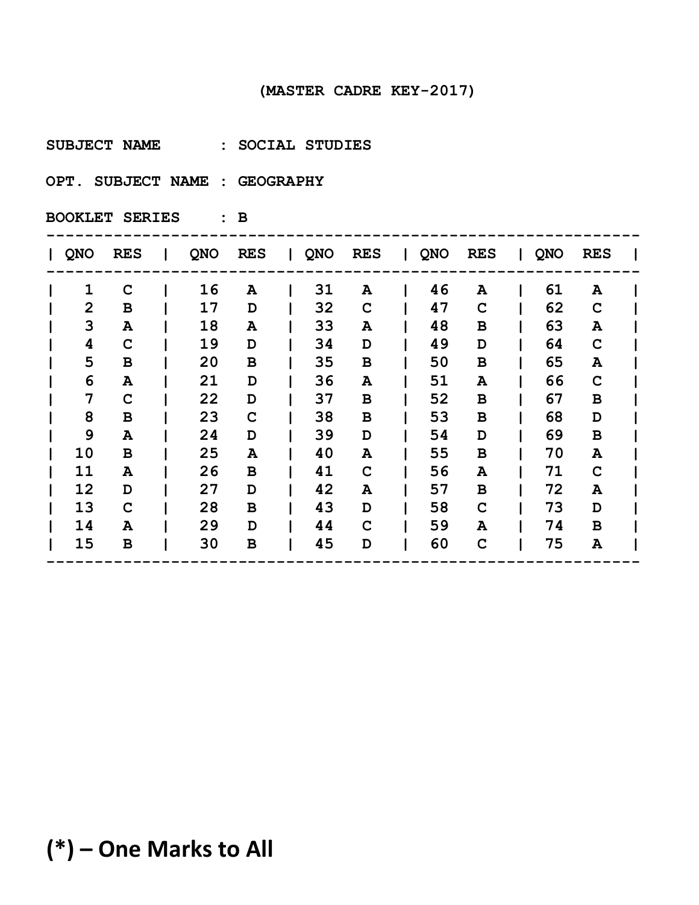(MASTER CADRE KEY-2017)

SUBJECT NAME : SOCIAL STUDIES

OPT. SUBJECT NAME : GEOGRAPHY

BOOKLET SERIES : B

| QNO | RES | QNO | RES | QNO | RES | QNO | RES | QNO | RES |
|---|---|---|---|---|---|---|---|---|---|
| 1 | C | 16 | A | 31 | A | 46 | A | 61 | A |
| 2 | B | 17 | D | 32 | C | 47 | C | 62 | C |
| 3 | A | 18 | A | 33 | A | 48 | B | 63 | A |
| 4 | C | 19 | D | 34 | D | 49 | D | 64 | C |
| 5 | B | 20 | B | 35 | B | 50 | B | 65 | A |
| 6 | A | 21 | D | 36 | A | 51 | A | 66 | C |
| 7 | C | 22 | D | 37 | B | 52 | B | 67 | B |
| 8 | B | 23 | C | 38 | B | 53 | B | 68 | D |
| 9 | A | 24 | D | 39 | D | 54 | D | 69 | B |
| 10 | B | 25 | A | 40 | A | 55 | B | 70 | A |
| 11 | A | 26 | B | 41 | C | 56 | A | 71 | C |
| 12 | D | 27 | D | 42 | A | 57 | B | 72 | A |
| 13 | C | 28 | B | 43 | D | 58 | C | 73 | D |
| 14 | A | 29 | D | 44 | C | 59 | A | 74 | B |
| 15 | B | 30 | B | 45 | D | 60 | C | 75 | A |

**(*) – One Marks to All**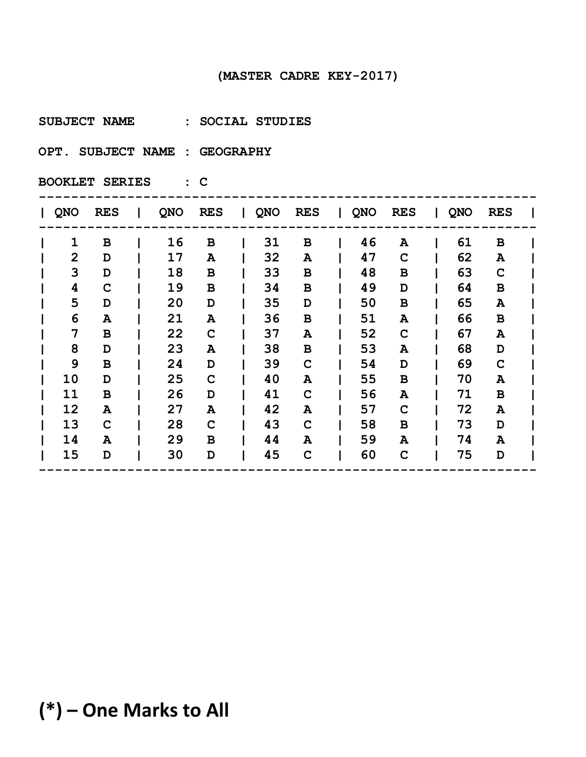(MASTER CADRE KEY-2017)

SUBJECT NAME : SOCIAL STUDIES

OPT. SUBJECT NAME : GEOGRAPHY

BOOKLET SERIES : C

| QNO | RES | QNO | RES | QNO | RES | QNO | RES | QNO | RES |
|---|---|---|---|---|---|---|---|---|---|
| 1 | B | 16 | B | 31 | B | 46 | A | 61 | B |
| 2 | D | 17 | A | 32 | A | 47 | C | 62 | A |
| 3 | D | 18 | B | 33 | B | 48 | B | 63 | C |
| 4 | C | 19 | B | 34 | B | 49 | D | 64 | B |
| 5 | D | 20 | D | 35 | D | 50 | B | 65 | A |
| 6 | A | 21 | A | 36 | B | 51 | A | 66 | B |
| 7 | B | 22 | C | 37 | A | 52 | C | 67 | A |
| 8 | D | 23 | A | 38 | B | 53 | A | 68 | D |
| 9 | B | 24 | D | 39 | C | 54 | D | 69 | C |
| 10 | D | 25 | C | 40 | A | 55 | B | 70 | A |
| 11 | B | 26 | D | 41 | C | 56 | A | 71 | B |
| 12 | A | 27 | A | 42 | A | 57 | C | 72 | A |
| 13 | C | 28 | C | 43 | C | 58 | B | 73 | D |
| 14 | A | 29 | B | 44 | A | 59 | A | 74 | A |
| 15 | D | 30 | D | 45 | C | 60 | C | 75 | D |

**(*) – One Marks to All**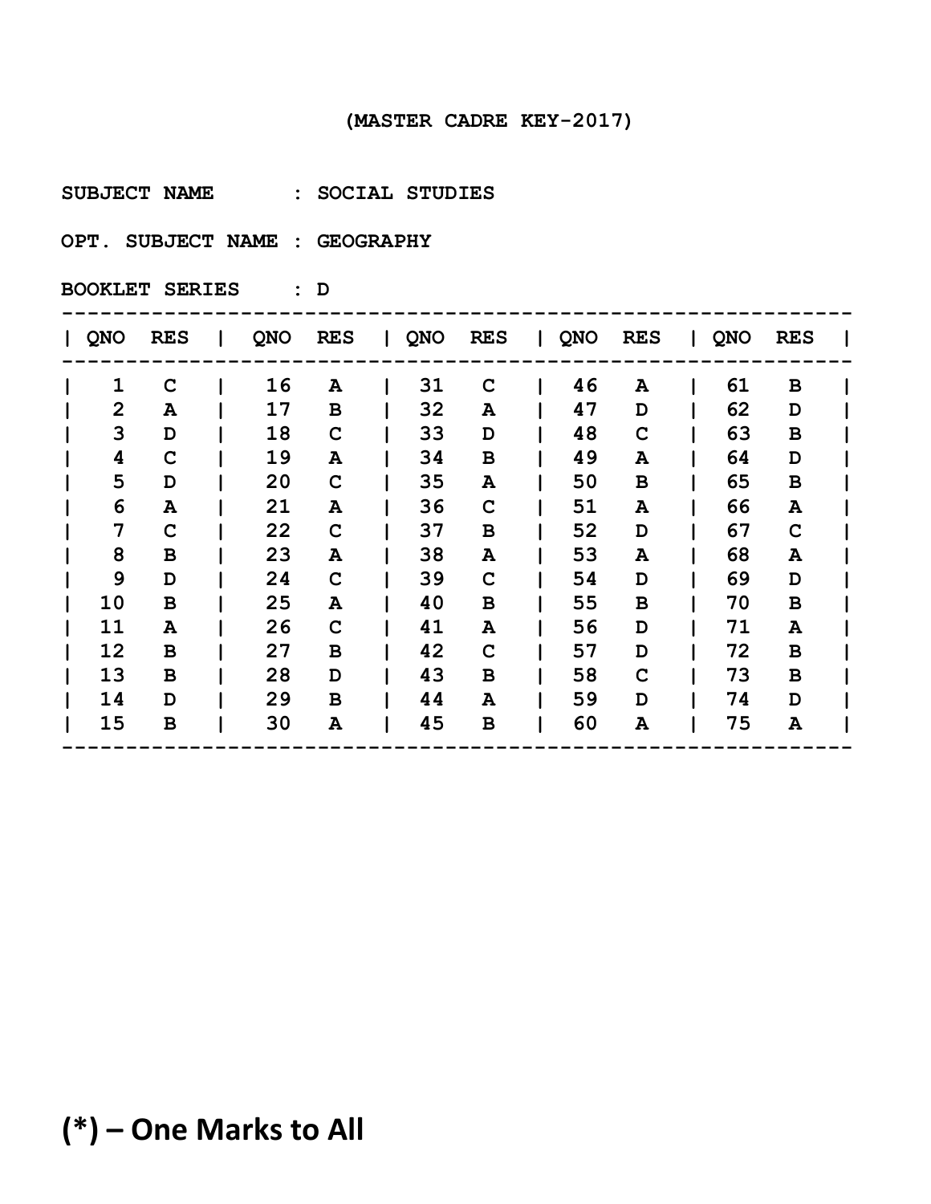(MASTER CADRE KEY-2017)

SUBJECT NAME : SOCIAL STUDIES

OPT. SUBJECT NAME : GEOGRAPHY

BOOKLET SERIES : D

| QNO | RES | QNO | RES | QNO | RES | QNO | RES | QNO | RES |
|---|---|---|---|---|---|---|---|---|---|
| 1 | C | 16 | A | 31 | C | 46 | A | 61 | B |
| 2 | A | 17 | B | 32 | A | 47 | D | 62 | D |
| 3 | D | 18 | C | 33 | D | 48 | C | 63 | B |
| 4 | C | 19 | A | 34 | B | 49 | A | 64 | D |
| 5 | D | 20 | C | 35 | A | 50 | B | 65 | B |
| 6 | A | 21 | A | 36 | C | 51 | A | 66 | A |
| 7 | C | 22 | C | 37 | B | 52 | D | 67 | C |
| 8 | B | 23 | A | 38 | A | 53 | A | 68 | A |
| 9 | D | 24 | C | 39 | C | 54 | D | 69 | D |
| 10 | B | 25 | A | 40 | B | 55 | B | 70 | B |
| 11 | A | 26 | C | 41 | A | 56 | D | 71 | A |
| 12 | B | 27 | B | 42 | C | 57 | D | 72 | B |
| 13 | B | 28 | D | 43 | B | 58 | C | 73 | B |
| 14 | D | 29 | B | 44 | A | 59 | D | 74 | D |
| 15 | B | 30 | A | 45 | B | 60 | A | 75 | A |

**(*) – One Marks to All**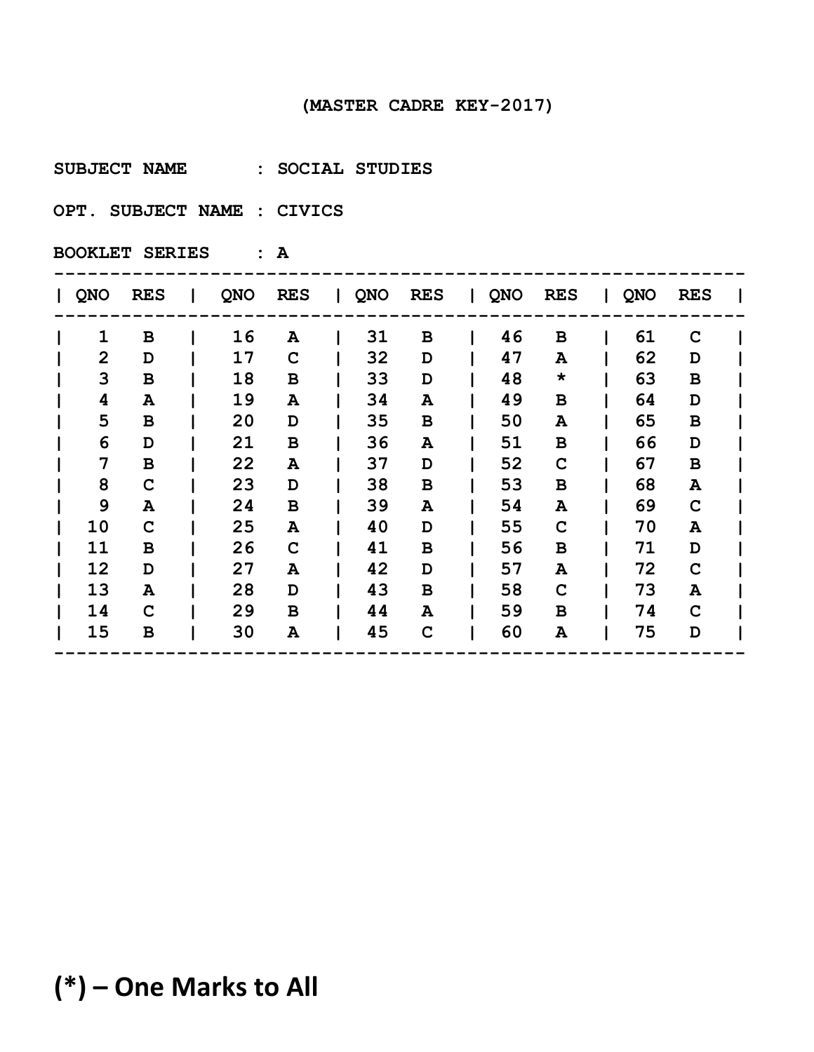(MASTER CADRE KEY-2017)

SUBJECT NAME : SOCIAL STUDIES

OPT. SUBJECT NAME : CIVICS

BOOKLET SERIES : A

| QNO | RES | QNO | RES | QNO | RES | QNO | RES | QNO | RES |
|---|---|---|---|---|---|---|---|---|---|
| 1 | B | 16 | A | 31 | B | 46 | B | 61 | C |
| 2 | D | 17 | C | 32 | D | 47 | A | 62 | D |
| 3 | B | 18 | B | 33 | D | 48 | * | 63 | B |
| 4 | A | 19 | A | 34 | A | 49 | B | 64 | D |
| 5 | B | 20 | D | 35 | B | 50 | A | 65 | B |
| 6 | D | 21 | B | 36 | A | 51 | B | 66 | D |
| 7 | B | 22 | A | 37 | D | 52 | C | 67 | B |
| 8 | C | 23 | D | 38 | B | 53 | B | 68 | A |
| 9 | A | 24 | B | 39 | A | 54 | A | 69 | C |
| 10 | C | 25 | A | 40 | D | 55 | C | 70 | A |
| 11 | B | 26 | C | 41 | B | 56 | B | 71 | D |
| 12 | D | 27 | A | 42 | D | 57 | A | 72 | C |
| 13 | A | 28 | D | 43 | B | 58 | C | 73 | A |
| 14 | C | 29 | B | 44 | A | 59 | B | 74 | C |
| 15 | B | 30 | A | 45 | C | 60 | A | 75 | D |

**(*) – One Marks to All**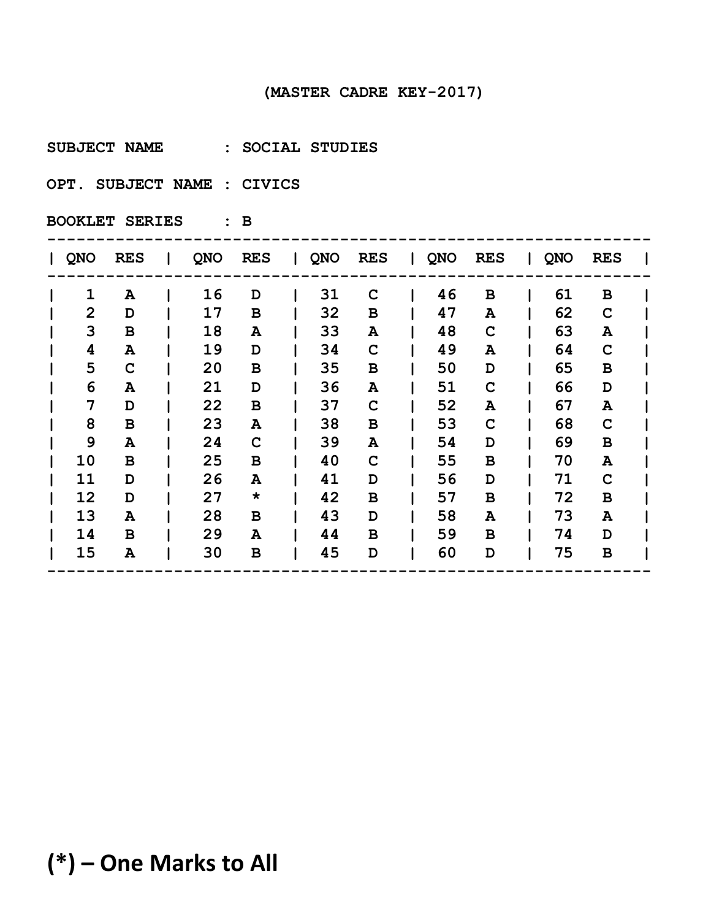(MASTER CADRE KEY-2017)

SUBJECT NAME : SOCIAL STUDIES

OPT. SUBJECT NAME : CIVICS

BOOKLET SERIES : B

| QNO | RES | QNO | RES | QNO | RES | QNO | RES | QNO | RES |
|---|---|---|---|---|---|---|---|---|---|
| 1 | A | 16 | D | 31 | C | 46 | B | 61 | B |
| 2 | D | 17 | B | 32 | B | 47 | A | 62 | C |
| 3 | B | 18 | A | 33 | A | 48 | C | 63 | A |
| 4 | A | 19 | D | 34 | C | 49 | A | 64 | C |
| 5 | C | 20 | B | 35 | B | 50 | D | 65 | B |
| 6 | A | 21 | D | 36 | A | 51 | C | 66 | D |
| 7 | D | 22 | B | 37 | C | 52 | A | 67 | A |
| 8 | B | 23 | A | 38 | B | 53 | C | 68 | C |
| 9 | A | 24 | C | 39 | A | 54 | D | 69 | B |
| 10 | B | 25 | B | 40 | C | 55 | B | 70 | A |
| 11 | D | 26 | A | 41 | D | 56 | D | 71 | C |
| 12 | D | 27 | * | 42 | B | 57 | B | 72 | B |
| 13 | A | 28 | B | 43 | D | 58 | A | 73 | A |
| 14 | B | 29 | A | 44 | B | 59 | B | 74 | D |
| 15 | A | 30 | B | 45 | D | 60 | D | 75 | B |

**(*) – One Marks to All**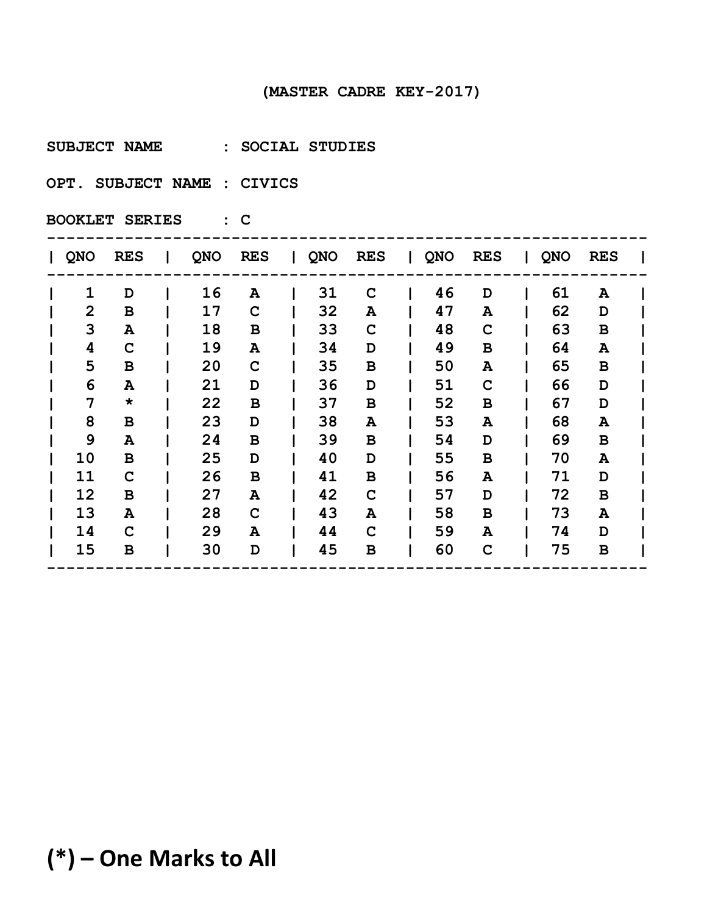(MASTER CADRE KEY-2017)

SUBJECT NAME : SOCIAL STUDIES

OPT. SUBJECT NAME : CIVICS

BOOKLET SERIES : C

| QNO | RES | QNO | RES | QNO | RES | QNO | RES | QNO | RES |
|---|---|---|---|---|---|---|---|---|---|
| 1 | D | 16 | A | 31 | C | 46 | D | 61 | A |
| 2 | B | 17 | C | 32 | A | 47 | A | 62 | D |
| 3 | A | 18 | B | 33 | C | 48 | C | 63 | B |
| 4 | C | 19 | A | 34 | D | 49 | B | 64 | A |
| 5 | B | 20 | C | 35 | B | 50 | A | 65 | B |
| 6 | A | 21 | D | 36 | D | 51 | C | 66 | D |
| 7 | * | 22 | B | 37 | B | 52 | B | 67 | D |
| 8 | B | 23 | D | 38 | A | 53 | A | 68 | A |
| 9 | A | 24 | B | 39 | B | 54 | D | 69 | B |
| 10 | B | 25 | D | 40 | D | 55 | B | 70 | A |
| 11 | C | 26 | B | 41 | B | 56 | A | 71 | D |
| 12 | B | 27 | A | 42 | C | 57 | D | 72 | B |
| 13 | A | 28 | C | 43 | A | 58 | B | 73 | A |
| 14 | C | 29 | A | 44 | C | 59 | A | 74 | D |
| 15 | B | 30 | D | 45 | B | 60 | C | 75 | B |

**(*) – One Marks to All**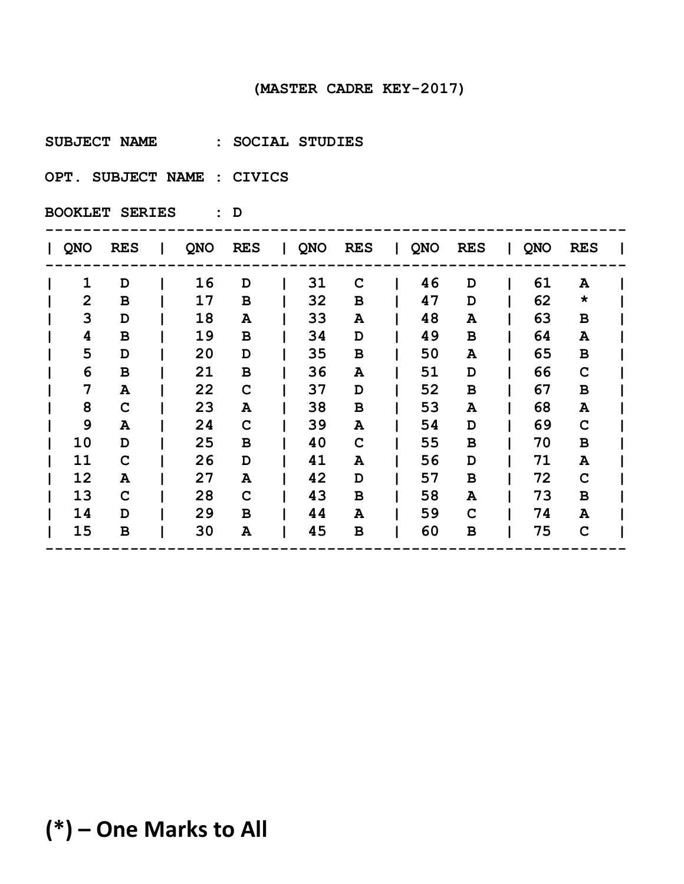(MASTER CADRE KEY-2017)

**SUBJECT NAME : SOCIAL STUDIES**

**OPT. SUBJECT NAME : CIVICS**

**BOOKLET SERIES : D**

| QNO | RES | QNO | RES | QNO | RES | QNO | RES | QNO | RES |
|---|---|---|---|---|---|---|---|---|---|
| 1 | D | 16 | D | 31 | C | 46 | D | 61 | A |
| 2 | B | 17 | B | 32 | B | 47 | D | 62 | * |
| 3 | D | 18 | A | 33 | A | 48 | A | 63 | B |
| 4 | B | 19 | B | 34 | D | 49 | B | 64 | A |
| 5 | D | 20 | D | 35 | B | 50 | A | 65 | B |
| 6 | B | 21 | B | 36 | A | 51 | D | 66 | C |
| 7 | A | 22 | C | 37 | D | 52 | B | 67 | B |
| 8 | C | 23 | A | 38 | B | 53 | A | 68 | A |
| 9 | A | 24 | C | 39 | A | 54 | D | 69 | C |
| 10 | D | 25 | B | 40 | C | 55 | B | 70 | B |
| 11 | C | 26 | D | 41 | A | 56 | D | 71 | A |
| 12 | A | 27 | A | 42 | D | 57 | B | 72 | C |
| 13 | C | 28 | C | 43 | B | 58 | A | 73 | B |
| 14 | D | 29 | B | 44 | A | 59 | C | 74 | A |
| 15 | B | 30 | A | 45 | B | 60 | B | 75 | C |

**(*) – One Marks to All**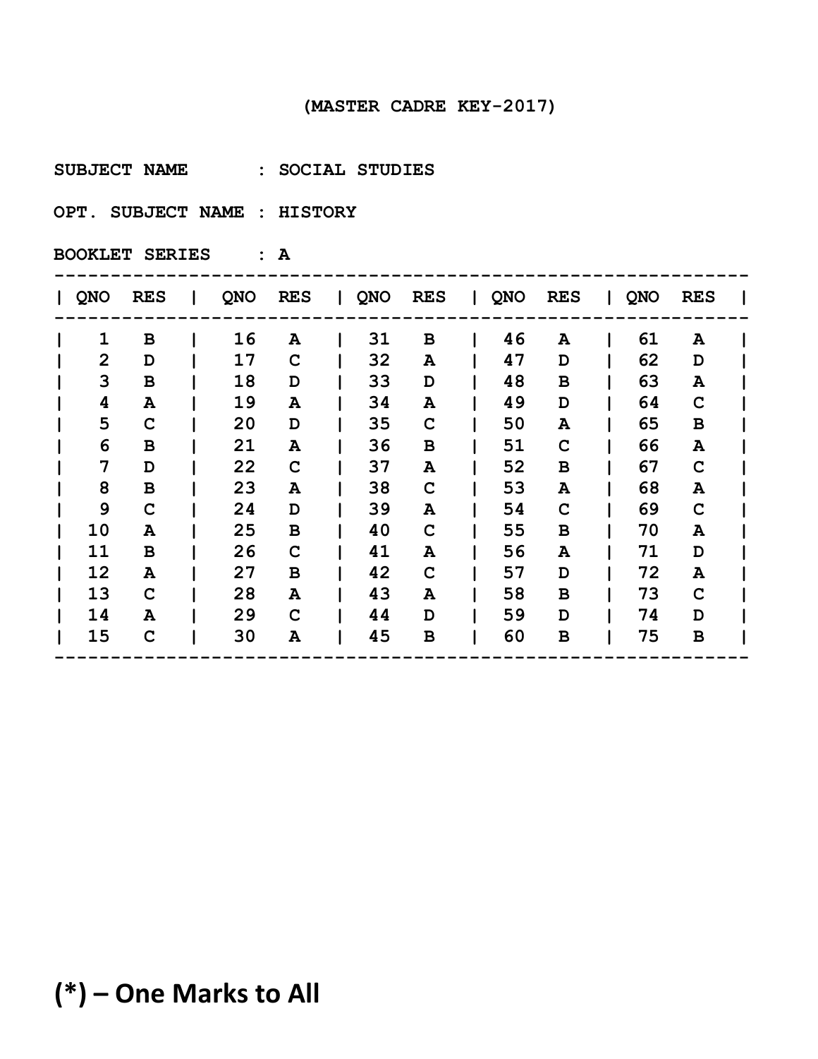(MASTER CADRE KEY-2017)

SUBJECT NAME : SOCIAL STUDIES

OPT. SUBJECT NAME : HISTORY

BOOKLET SERIES : A

| QNO | RES | QNO | RES | QNO | RES | QNO | RES | QNO | RES |
|---|---|---|---|---|---|---|---|---|---|
| 1 | B | 16 | A | 31 | B | 46 | A | 61 | A |
| 2 | D | 17 | C | 32 | A | 47 | D | 62 | D |
| 3 | B | 18 | D | 33 | D | 48 | B | 63 | A |
| 4 | A | 19 | A | 34 | A | 49 | D | 64 | C |
| 5 | C | 20 | D | 35 | C | 50 | A | 65 | B |
| 6 | B | 21 | A | 36 | B | 51 | C | 66 | A |
| 7 | D | 22 | C | 37 | A | 52 | B | 67 | C |
| 8 | B | 23 | A | 38 | C | 53 | A | 68 | A |
| 9 | C | 24 | D | 39 | A | 54 | C | 69 | C |
| 10 | A | 25 | B | 40 | C | 55 | B | 70 | A |
| 11 | B | 26 | C | 41 | A | 56 | A | 71 | D |
| 12 | A | 27 | B | 42 | C | 57 | D | 72 | A |
| 13 | C | 28 | A | 43 | A | 58 | B | 73 | C |
| 14 | A | 29 | C | 44 | D | 59 | D | 74 | D |
| 15 | C | 30 | A | 45 | B | 60 | B | 75 | B |

**(*) – One Marks to All**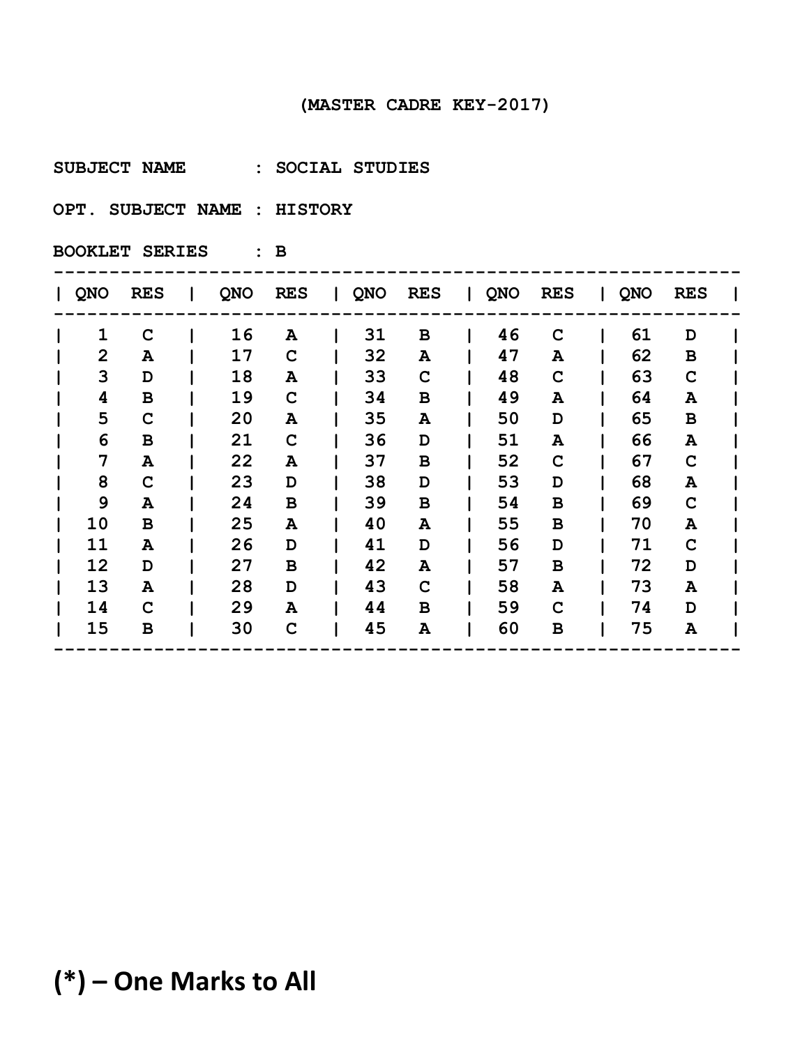(MASTER CADRE KEY-2017)

**SUBJECT NAME : SOCIAL STUDIES**

**OPT. SUBJECT NAME : HISTORY**

**BOOKLET SERIES : B**

| QNO | RES | QNO | RES | QNO | RES | QNO | RES | QNO | RES |
|---|---|---|---|---|---|---|---|---|---|
| 1 | C | 16 | A | 31 | B | 46 | C | 61 | D |
| 2 | A | 17 | C | 32 | A | 47 | A | 62 | B |
| 3 | D | 18 | A | 33 | C | 48 | C | 63 | C |
| 4 | B | 19 | C | 34 | B | 49 | A | 64 | A |
| 5 | C | 20 | A | 35 | A | 50 | D | 65 | B |
| 6 | B | 21 | C | 36 | D | 51 | A | 66 | A |
| 7 | A | 22 | A | 37 | B | 52 | C | 67 | C |
| 8 | C | 23 | D | 38 | D | 53 | D | 68 | A |
| 9 | A | 24 | B | 39 | B | 54 | B | 69 | C |
| 10 | B | 25 | A | 40 | A | 55 | B | 70 | A |
| 11 | A | 26 | D | 41 | D | 56 | D | 71 | C |
| 12 | D | 27 | B | 42 | A | 57 | B | 72 | D |
| 13 | A | 28 | D | 43 | C | 58 | A | 73 | A |
| 14 | C | 29 | A | 44 | B | 59 | C | 74 | D |
| 15 | B | 30 | C | 45 | A | 60 | B | 75 | A |

**(*) – One Marks to All**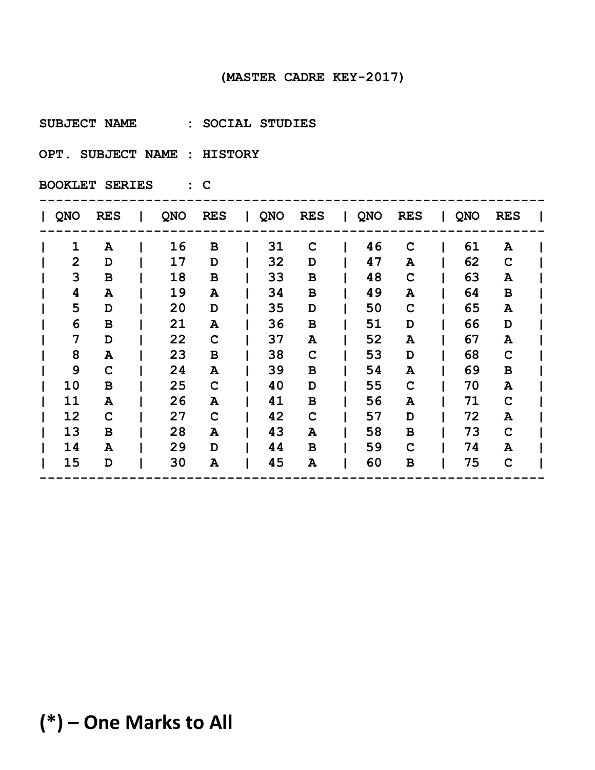(MASTER CADRE KEY-2017)

SUBJECT NAME : SOCIAL STUDIES

OPT. SUBJECT NAME : HISTORY

BOOKLET SERIES : C

| QNO | RES | QNO | RES | QNO | RES | QNO | RES | QNO | RES |
|---|---|---|---|---|---|---|---|---|---|
| 1 | A | 16 | B | 31 | C | 46 | C | 61 | A |
| 2 | D | 17 | D | 32 | D | 47 | A | 62 | C |
| 3 | B | 18 | B | 33 | B | 48 | C | 63 | A |
| 4 | A | 19 | A | 34 | B | 49 | A | 64 | B |
| 5 | D | 20 | D | 35 | D | 50 | C | 65 | A |
| 6 | B | 21 | A | 36 | B | 51 | D | 66 | D |
| 7 | D | 22 | C | 37 | A | 52 | A | 67 | A |
| 8 | A | 23 | B | 38 | C | 53 | D | 68 | C |
| 9 | C | 24 | A | 39 | B | 54 | A | 69 | B |
| 10 | B | 25 | C | 40 | D | 55 | C | 70 | A |
| 11 | A | 26 | A | 41 | B | 56 | A | 71 | C |
| 12 | C | 27 | C | 42 | C | 57 | D | 72 | A |
| 13 | B | 28 | A | 43 | A | 58 | B | 73 | C |
| 14 | A | 29 | D | 44 | B | 59 | C | 74 | A |
| 15 | D | 30 | A | 45 | A | 60 | B | 75 | C |

**(*) – One Marks to All**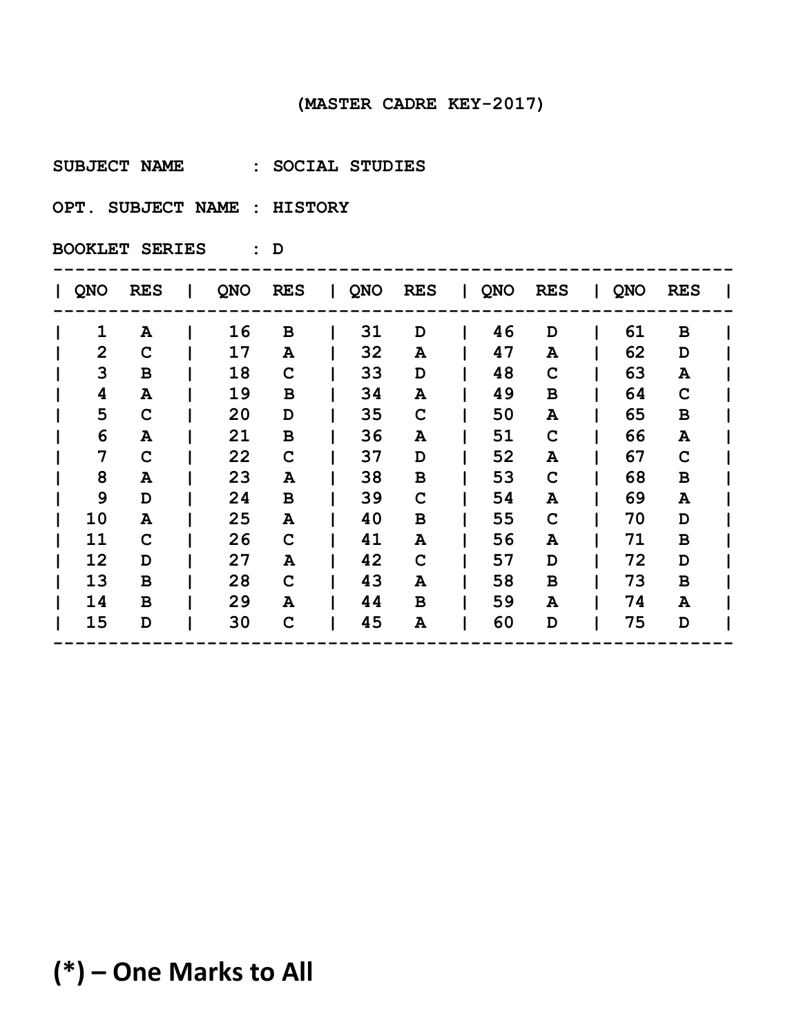(MASTER CADRE KEY-2017)

SUBJECT NAME : SOCIAL STUDIES

OPT. SUBJECT NAME : HISTORY

BOOKLET SERIES : D

| QNO | RES | QNO | RES | QNO | RES | QNO | RES | QNO | RES |
|---|---|---|---|---|---|---|---|---|---|
| 1 | A | 16 | B | 31 | D | 46 | D | 61 | B |
| 2 | C | 17 | A | 32 | A | 47 | A | 62 | D |
| 3 | B | 18 | C | 33 | D | 48 | C | 63 | A |
| 4 | A | 19 | B | 34 | A | 49 | B | 64 | C |
| 5 | C | 20 | D | 35 | C | 50 | A | 65 | B |
| 6 | A | 21 | B | 36 | A | 51 | C | 66 | A |
| 7 | C | 22 | C | 37 | D | 52 | A | 67 | C |
| 8 | A | 23 | A | 38 | B | 53 | C | 68 | B |
| 9 | D | 24 | B | 39 | C | 54 | A | 69 | A |
| 10 | A | 25 | A | 40 | B | 55 | C | 70 | D |
| 11 | C | 26 | C | 41 | A | 56 | A | 71 | B |
| 12 | D | 27 | A | 42 | C | 57 | D | 72 | D |
| 13 | B | 28 | C | 43 | A | 58 | B | 73 | B |
| 14 | B | 29 | A | 44 | B | 59 | A | 74 | A |
| 15 | D | 30 | C | 45 | A | 60 | D | 75 | D |

**(*) – One Marks to All**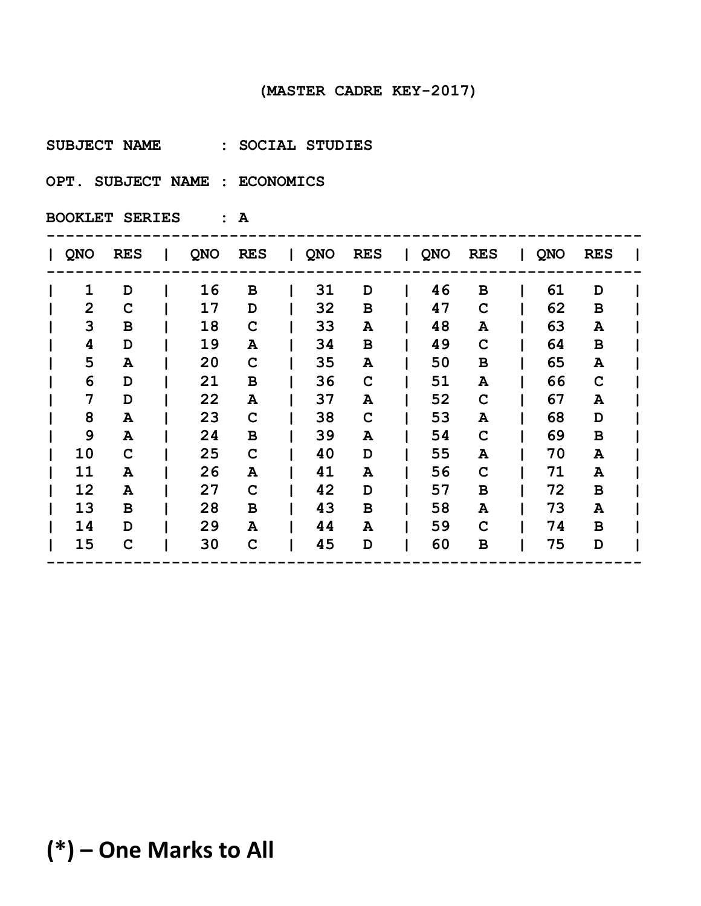(MASTER CADRE KEY-2017)

SUBJECT NAME : SOCIAL STUDIES

OPT. SUBJECT NAME : ECONOMICS

BOOKLET SERIES : A

| QNO | RES | QNO | RES | QNO | RES | QNO | RES | QNO | RES |
|---|---|---|---|---|---|---|---|---|---|
| 1 | D | 16 | B | 31 | D | 46 | B | 61 | D |
| 2 | C | 17 | D | 32 | B | 47 | C | 62 | B |
| 3 | B | 18 | C | 33 | A | 48 | A | 63 | A |
| 4 | D | 19 | A | 34 | B | 49 | C | 64 | B |
| 5 | A | 20 | C | 35 | A | 50 | B | 65 | A |
| 6 | D | 21 | B | 36 | C | 51 | A | 66 | C |
| 7 | D | 22 | A | 37 | A | 52 | C | 67 | A |
| 8 | A | 23 | C | 38 | C | 53 | A | 68 | D |
| 9 | A | 24 | B | 39 | A | 54 | C | 69 | B |
| 10 | C | 25 | C | 40 | D | 55 | A | 70 | A |
| 11 | A | 26 | A | 41 | A | 56 | C | 71 | A |
| 12 | A | 27 | C | 42 | D | 57 | B | 72 | B |
| 13 | B | 28 | B | 43 | B | 58 | A | 73 | A |
| 14 | D | 29 | A | 44 | A | 59 | C | 74 | B |
| 15 | C | 30 | C | 45 | D | 60 | B | 75 | D |

**(*) – One Marks to All**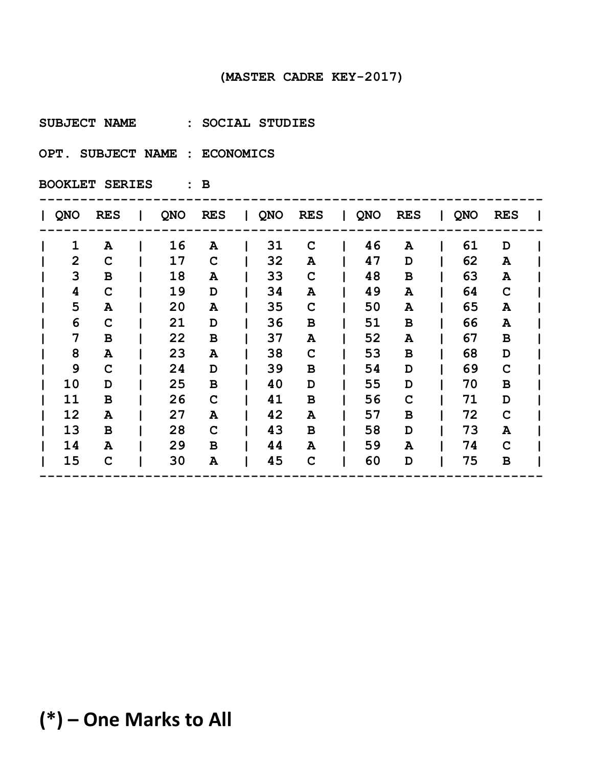(MASTER CADRE KEY-2017)

SUBJECT NAME : SOCIAL STUDIES

OPT. SUBJECT NAME : ECONOMICS

BOOKLET SERIES : B

| QNO | RES | QNO | RES | QNO | RES | QNO | RES | QNO | RES |
|---|---|---|---|---|---|---|---|---|---|
| 1 | A | 16 | A | 31 | C | 46 | A | 61 | D |
| 2 | C | 17 | C | 32 | A | 47 | D | 62 | A |
| 3 | B | 18 | A | 33 | C | 48 | B | 63 | A |
| 4 | C | 19 | D | 34 | A | 49 | A | 64 | C |
| 5 | A | 20 | A | 35 | C | 50 | A | 65 | A |
| 6 | C | 21 | D | 36 | B | 51 | B | 66 | A |
| 7 | B | 22 | B | 37 | A | 52 | A | 67 | B |
| 8 | A | 23 | A | 38 | C | 53 | B | 68 | D |
| 9 | C | 24 | D | 39 | B | 54 | D | 69 | C |
| 10 | D | 25 | B | 40 | D | 55 | D | 70 | B |
| 11 | B | 26 | C | 41 | B | 56 | C | 71 | D |
| 12 | A | 27 | A | 42 | A | 57 | B | 72 | C |
| 13 | B | 28 | C | 43 | B | 58 | D | 73 | A |
| 14 | A | 29 | B | 44 | A | 59 | A | 74 | C |
| 15 | C | 30 | A | 45 | C | 60 | D | 75 | B |

**(*) – One Marks to All**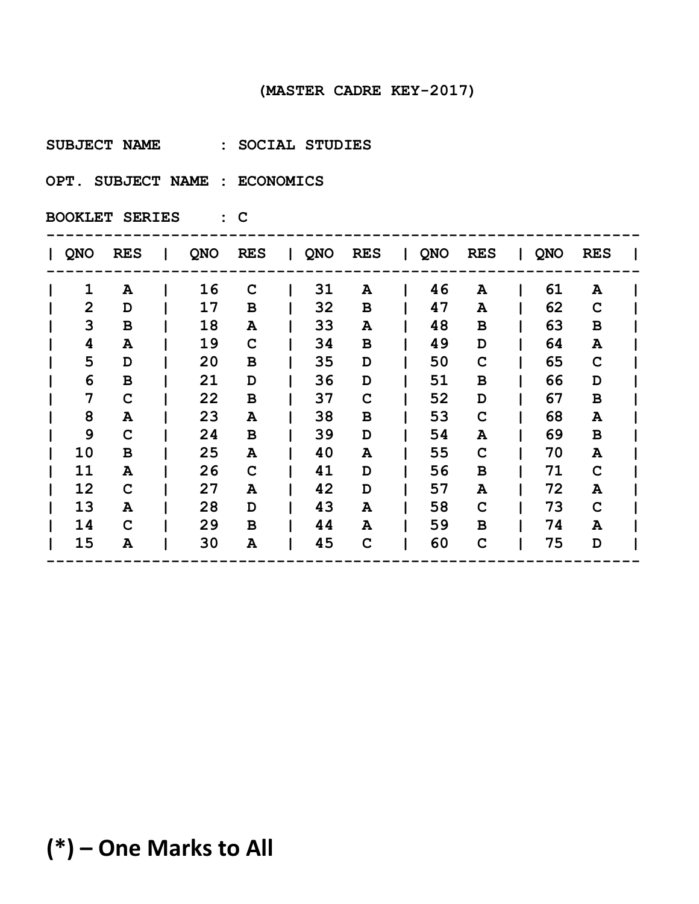(MASTER CADRE KEY-2017)

SUBJECT NAME : SOCIAL STUDIES

OPT. SUBJECT NAME : ECONOMICS

BOOKLET SERIES : C

| QNO | RES | QNO | RES | QNO | RES | QNO | RES | QNO | RES |
|---|---|---|---|---|---|---|---|---|---|
| 1 | A | 16 | C | 31 | A | 46 | A | 61 | A |
| 2 | D | 17 | B | 32 | B | 47 | A | 62 | C |
| 3 | B | 18 | A | 33 | A | 48 | B | 63 | B |
| 4 | A | 19 | C | 34 | B | 49 | D | 64 | A |
| 5 | D | 20 | B | 35 | D | 50 | C | 65 | C |
| 6 | B | 21 | D | 36 | D | 51 | B | 66 | D |
| 7 | C | 22 | B | 37 | C | 52 | D | 67 | B |
| 8 | A | 23 | A | 38 | B | 53 | C | 68 | A |
| 9 | C | 24 | B | 39 | D | 54 | A | 69 | B |
| 10 | B | 25 | A | 40 | A | 55 | C | 70 | A |
| 11 | A | 26 | C | 41 | D | 56 | B | 71 | C |
| 12 | C | 27 | A | 42 | D | 57 | A | 72 | A |
| 13 | A | 28 | D | 43 | A | 58 | C | 73 | C |
| 14 | C | 29 | B | 44 | A | 59 | B | 74 | A |
| 15 | A | 30 | A | 45 | C | 60 | C | 75 | D |

**(*) – One Marks to All**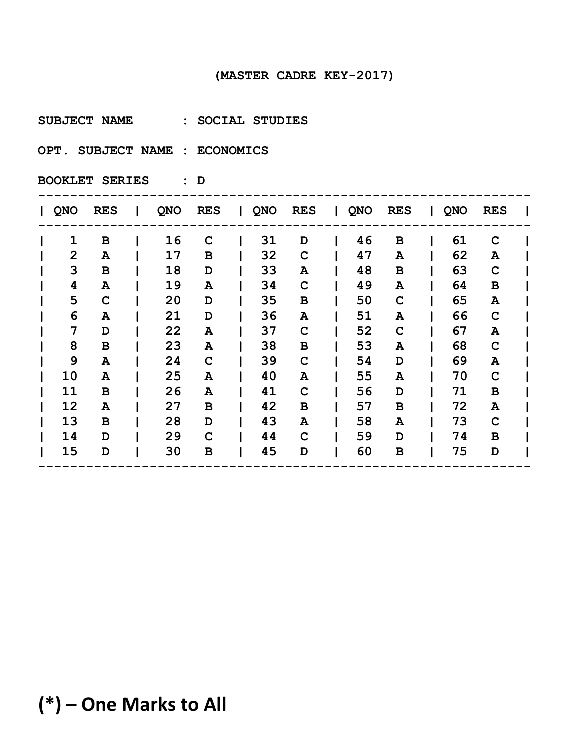(MASTER CADRE KEY-2017)

SUBJECT NAME : SOCIAL STUDIES

OPT. SUBJECT NAME : ECONOMICS

BOOKLET SERIES : D

| QNO | RES | QNO | RES | QNO | RES | QNO | RES | QNO | RES |
|---|---|---|---|---|---|---|---|---|---|
| 1 | B | 16 | C | 31 | D | 46 | B | 61 | C |
| 2 | A | 17 | B | 32 | C | 47 | A | 62 | A |
| 3 | B | 18 | D | 33 | A | 48 | B | 63 | C |
| 4 | A | 19 | A | 34 | C | 49 | A | 64 | B |
| 5 | C | 20 | D | 35 | B | 50 | C | 65 | A |
| 6 | A | 21 | D | 36 | A | 51 | A | 66 | C |
| 7 | D | 22 | A | 37 | C | 52 | C | 67 | A |
| 8 | B | 23 | A | 38 | B | 53 | A | 68 | C |
| 9 | A | 24 | C | 39 | C | 54 | D | 69 | A |
| 10 | A | 25 | A | 40 | A | 55 | A | 70 | C |
| 11 | B | 26 | A | 41 | C | 56 | D | 71 | B |
| 12 | A | 27 | B | 42 | B | 57 | B | 72 | A |
| 13 | B | 28 | D | 43 | A | 58 | A | 73 | C |
| 14 | D | 29 | C | 44 | C | 59 | D | 74 | B |
| 15 | D | 30 | B | 45 | D | 60 | B | 75 | D |

**(*) – One Marks to All**